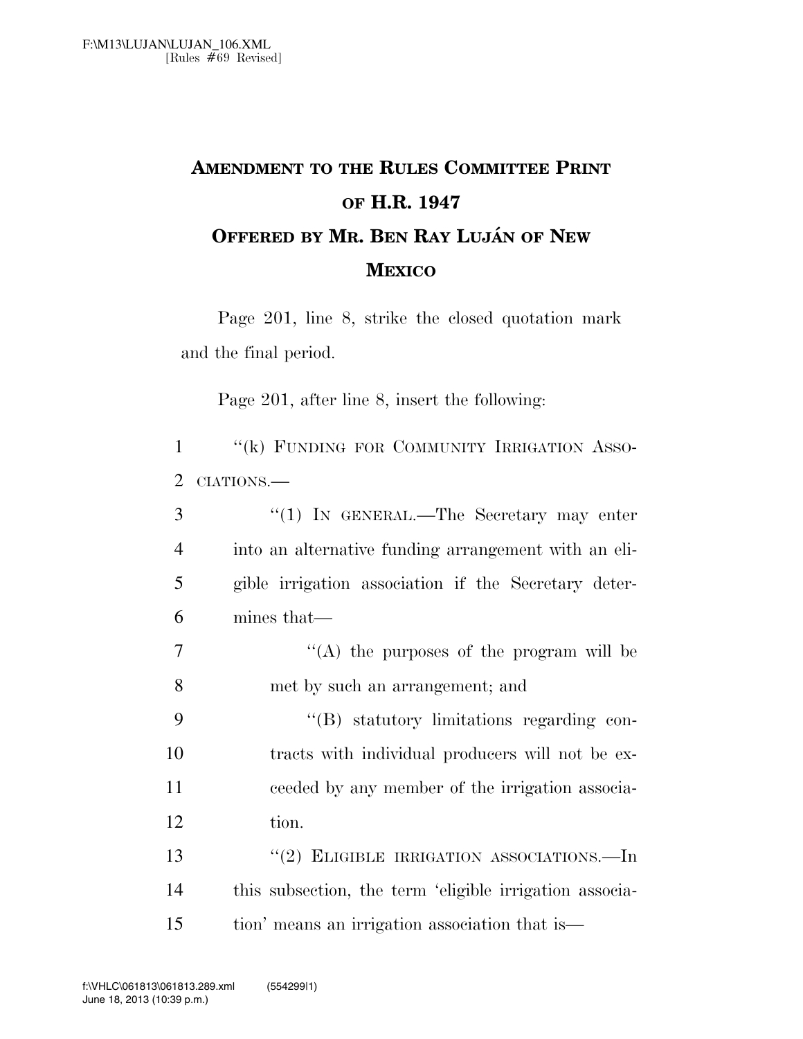F:\M13\LUJAN\LUJAN_106.XML
[Rules #69 Revised]

# AMENDMENT TO THE RULES COMMITTEE PRINT OF H.R. 1947

## OFFERED BY MR. BEN RAY LUJÁN OF NEW MEXICO

Page 201, line 8, strike the closed quotation mark and the final period.

Page 201, after line 8, insert the following:

1 "(k) FUNDING FOR COMMUNITY IRRIGATION ASSO-
2 CIATIONS.—

3 "(1) IN GENERAL.—The Secretary may enter
4 into an alternative funding arrangement with an eli-
5 gible irrigation association if the Secretary deter-
6 mines that—

7 "(A) the purposes of the program will be
8 met by such an arrangement; and

9 "(B) statutory limitations regarding con-
10 tracts with individual producers will not be ex-
11 ceeded by any member of the irrigation associa-
12 tion.

13 "(2) ELIGIBLE IRRIGATION ASSOCIATIONS.—In
14 this subsection, the term 'eligible irrigation associa-
15 tion' means an irrigation association that is—

f:\VHLC\061813\061813.289.xml (554299|1)
June 18, 2013 (10:39 p.m.)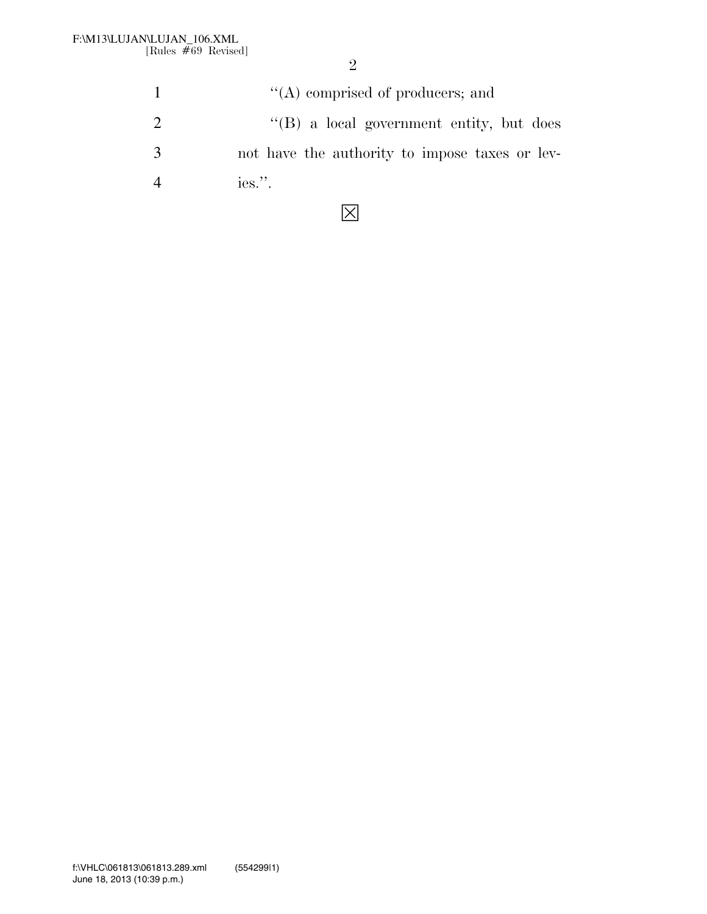"(A) comprised of producers; and

"(B) a local government entity, but does not have the authority to impose taxes or levies.".